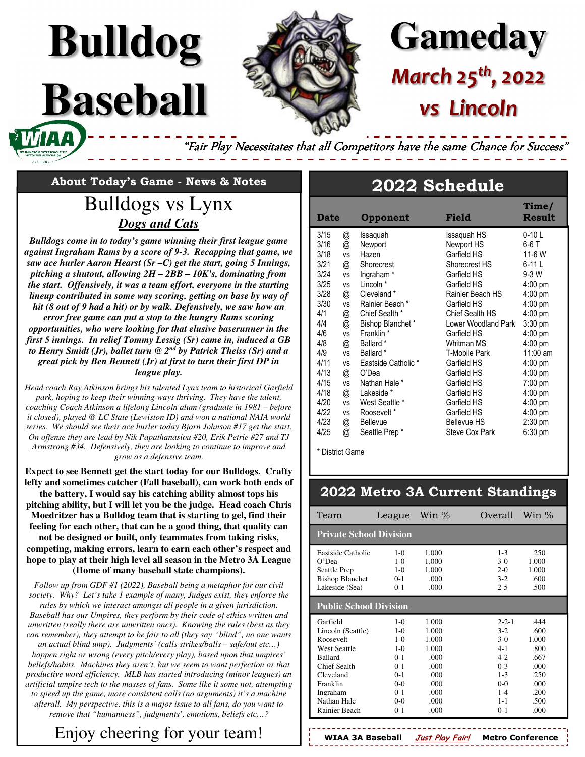# Bulldog Baseball

# Gameday

## March 25th, 2022

## vs Lincoln

*"Fair Play Necessitates that all Competitors have the same Chance for Success"*

## About Today's Game - News & Notes

# Bulldogs vs Lynx

***Dogs and Cats***

***Bulldogs come in to today's game winning their first league game against Ingraham Rams by a score of 9-3. Recapping that game, we saw ace hurler Aaron Hearst (Sr –C) get the start, going 5 Innings, pitching a shutout, allowing 2H – 2BB – 10K's, dominating from the start. Offensively, it was a team effort, everyone in the starting lineup contributed in some way scoring, getting on base by way of hit (8 out of 9 had a hit) or by walk. Defensively, we saw how an error free game can put a stop to the hungry Rams scoring opportunities, who were looking for that elusive baserunner in the first 5 innings. In relief Tommy Lessig (Sr) came in, induced a GB to Henry Smidt (Jr), ballet turn @ 2nd by Patrick Theiss (Sr) and a great pick by Ben Bennett (Jr) at first to turn their first DP in league play.***

*Head coach Ray Atkinson brings his talented Lynx team to historical Garfield park, hoping to keep their winning ways thriving. They have the talent, coaching Coach Atkinson a lifelong Lincoln alum (graduate in 1981 – before it closed), played @ LC State (Lewiston ID) and won a national NAIA world series. We should see their ace hurler today Bjorn Johnson #17 get the start. On offense they are lead by Nik Papathanasiou #20, Erik Petrie #27 and TJ Armstrong #34. Defensively, they are looking to continue to improve and grow as a defensive team.*

**Expect to see Bennett get the start today for our Bulldogs. Crafty lefty and sometimes catcher (Fall baseball), can work both ends of the battery, I would say his catching ability almost tops his pitching ability, but I will let you be the judge. Head coach Chris Moedritzer has a Bulldog team that is starting to gel, find their feeling for each other, that can be a good thing, that quality can not be designed or built, only teammates from taking risks, competing, making errors, learn to earn each other's respect and hope to play at their high level all season in the Metro 3A League (Home of many baseball state champions).**

*Follow up from GDF #1 (2022), Baseball being a metaphor for our civil society. Why? Let's take 1 example of many, Judges exist, they enforce the rules by which we interact amongst all people in a given jurisdiction. Baseball has our Umpires, they perform by their code of ethics written and unwritten (really there are unwritten ones). Knowing the rules (best as they can remember), they attempt to be fair to all (they say "blind", no one wants an actual blind ump). Judgments' (calls strikes/balls – safe/out etc…) happen right or wrong (every pitch/every play), based upon that umpires' beliefs/habits. Machines they aren't, but we seem to want perfection or that productive word efficiency. MLB has started introducing (minor leagues) an artificial umpire tech to the masses of fans. Some like it some not, attempting to speed up the game, more consistent calls (no arguments) it's a machine afterall. My perspective, this is a major issue to all fans, do you want to remove that "humanness", judgments', emotions, beliefs etc…?*

Enjoy cheering for your team!

## 2022 Schedule

| Date | | Opponent | Field | Time/ Result |
|---|---|---|---|---|
| 3/15 | @ | Issaquah | Issaquah HS | 0-10 L |
| 3/16 | @ | Newport | Newport HS | 6-6 T |
| 3/18 | vs | Hazen | Garfield HS | 11-6 W |
| 3/21 | @ | Shorecrest | Shorecrest HS | 6-11 L |
| 3/24 | vs | Ingraham * | Garfield HS | 9-3 W |
| 3/25 | vs | Lincoln * | Garfield HS | 4:00 pm |
| 3/28 | @ | Cleveland * | Rainier Beach HS | 4:00 pm |
| 3/30 | vs | Rainier Beach * | Garfield HS | 4:00 pm |
| 4/1 | @ | Chief Sealth * | Chief Sealth HS | 4:00 pm |
| 4/4 | @ | Bishop Blanchet * | Lower Woodland Park | 3:30 pm |
| 4/6 | vs | Franklin * | Garfield HS | 4:00 pm |
| 4/8 | @ | Ballard * | Whitman MS | 4:00 pm |
| 4/9 | vs | Ballard * | T-Mobile Park | 11:00 am |
| 4/11 | vs | Eastside Catholic * | Garfield HS | 4:00 pm |
| 4/13 | @ | O'Dea | Garfield HS | 4:00 pm |
| 4/15 | vs | Nathan Hale * | Garfield HS | 7:00 pm |
| 4/18 | @ | Lakeside * | Garfield HS | 4:00 pm |
| 4/20 | vs | West Seattle * | Garfield HS | 4:00 pm |
| 4/22 | vs | Roosevelt * | Garfield HS | 4:00 pm |
| 4/23 | @ | Bellevue | Bellevue HS | 2:30 pm |
| 4/25 | @ | Seattle Prep * | Steve Cox Park | 6:30 pm |

\* District Game

## 2022 Metro 3A Current Standings

| Team | League | Win % | Overall | Win % |
|---|---|---|---|---|
| **Private School Division** | | | | |
| Eastside Catholic | 1-0 | 1.000 | 1-3 | .250 |
| O'Dea | 1-0 | 1.000 | 3-0 | 1.000 |
| Seattle Prep | 1-0 | 1.000 | 2-0 | 1.000 |
| Bishop Blanchet | 0-1 | .000 | 3-2 | .600 |
| Lakeside (Sea) | 0-1 | .000 | 2-5 | .500 |
| **Public School Division** | | | | |
| Garfield | 1-0 | 1.000 | 2-2-1 | .444 |
| Lincoln (Seattle) | 1-0 | 1.000 | 3-2 | .600 |
| Roosevelt | 1-0 | 1.000 | 3-0 | 1.000 |
| West Seattle | 1-0 | 1.000 | 4-1 | .800 |
| Ballard | 0-1 | .000 | 4-2 | .667 |
| Chief Sealth | 0-1 | .000 | 0-3 | .000 |
| Cleveland | 0-1 | .000 | 1-3 | .250 |
| Franklin | 0-0 | .000 | 0-0 | .000 |
| Ingraham | 0-1 | .000 | 1-4 | .200 |
| Nathan Hale | 0-0 | .000 | 1-1 | .500 |
| Rainier Beach | 0-1 | .000 | 0-1 | .000 |

**WIAA 3A Baseball** *Just Play Fair!* **Metro Conference**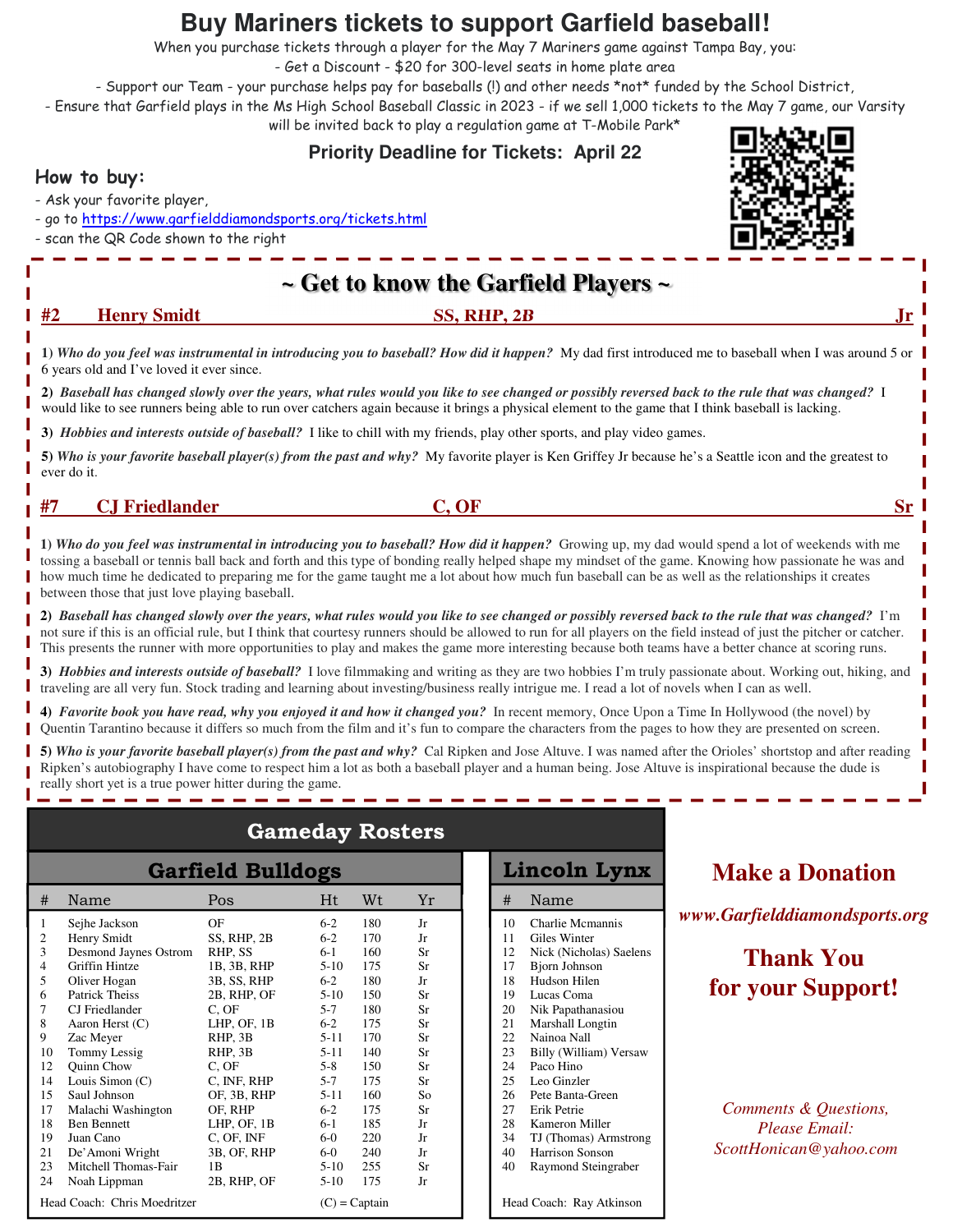# Buy Mariners tickets to support Garfield baseball!

When you purchase tickets through a player for the May 7 Mariners game against Tampa Bay, you:

- Get a Discount - $20 for 300-level seats in home plate area
- Support our Team - your purchase helps pay for baseballs (!) and other needs *not* funded by the School District,
- Ensure that Garfield plays in the Ms High School Baseball Classic in 2023 - if we sell 1,000 tickets to the May 7 game, our Varsity will be invited back to play a regulation game at T-Mobile Park*

**Priority Deadline for Tickets: April 22**

### How to buy:

- Ask your favorite player,
- go to https://www.garfielddiamondsports.org/tickets.html
- scan the QR Code shown to the right

## ~ Get to know the Garfield Players ~

### #2 Henry Smidt — SS, RHP, 2B — Jr

**1)** ***Who do you feel was instrumental in introducing you to baseball? How did it happen?*** My dad first introduced me to baseball when I was around 5 or 6 years old and I've loved it ever since.

**2)** ***Baseball has changed slowly over the years, what rules would you like to see changed or possibly reversed back to the rule that was changed?*** I would like to see runners being able to run over catchers again because it brings a physical element to the game that I think baseball is lacking.

**3)** ***Hobbies and interests outside of baseball?*** I like to chill with my friends, play other sports, and play video games.

**5)** ***Who is your favorite baseball player(s) from the past and why?*** My favorite player is Ken Griffey Jr because he's a Seattle icon and the greatest to ever do it.

### #7 CJ Friedlander — C, OF — Sr

**1)** ***Who do you feel was instrumental in introducing you to baseball? How did it happen?*** Growing up, my dad would spend a lot of weekends with me tossing a baseball or tennis ball back and forth and this type of bonding really helped shape my mindset of the game. Knowing how passionate he was and how much time he dedicated to preparing me for the game taught me a lot about how much fun baseball can be as well as the relationships it creates between those that just love playing baseball.

**2)** ***Baseball has changed slowly over the years, what rules would you like to see changed or possibly reversed back to the rule that was changed?*** I'm not sure if this is an official rule, but I think that courtesy runners should be allowed to run for all players on the field instead of just the pitcher or catcher. This presents the runner with more opportunities to play and makes the game more interesting because both teams have a better chance at scoring runs.

**3)** ***Hobbies and interests outside of baseball?*** I love filmmaking and writing as they are two hobbies I'm truly passionate about. Working out, hiking, and traveling are all very fun. Stock trading and learning about investing/business really intrigue me. I read a lot of novels when I can as well.

**4)** ***Favorite book you have read, why you enjoyed it and how it changed you?*** In recent memory, Once Upon a Time In Hollywood (the novel) by Quentin Tarantino because it differs so much from the film and it's fun to compare the characters from the pages to how they are presented on screen.

**5)** ***Who is your favorite baseball player(s) from the past and why?*** Cal Ripken and Jose Altuve. I was named after the Orioles' shortstop and after reading Ripken's autobiography I have come to respect him a lot as both a baseball player and a human being. Jose Altuve is inspirational because the dude is really short yet is a true power hitter during the game.

## Gameday Rosters

### Garfield Bulldogs

| # | Name | Pos | Ht | Wt | Yr |
|---|---|---|---|---|---|
| 1 | Sejhe Jackson | OF | 6-2 | 180 | Jr |
| 2 | Henry Smidt | SS, RHP, 2B | 6-2 | 170 | Jr |
| 3 | Desmond Jaynes Ostrom | RHP, SS | 6-1 | 160 | Sr |
| 4 | Griffin Hintze | 1B, 3B, RHP | 5-10 | 175 | Sr |
| 5 | Oliver Hogan | 3B, SS, RHP | 6-2 | 180 | Jr |
| 6 | Patrick Theiss | 2B, RHP, OF | 5-10 | 150 | Sr |
| 7 | CJ Friedlander | C, OF | 5-7 | 180 | Sr |
| 8 | Aaron Herst (C) | LHP, OF, 1B | 6-2 | 175 | Sr |
| 9 | Zac Meyer | RHP, 3B | 5-11 | 170 | Sr |
| 10 | Tommy Lessig | RHP, 3B | 5-11 | 140 | Sr |
| 12 | Quinn Chow | C, OF | 5-8 | 150 | Sr |
| 14 | Louis Simon (C) | C, INF, RHP | 5-7 | 175 | Sr |
| 15 | Saul Johnson | OF, 3B, RHP | 5-11 | 160 | So |
| 17 | Malachi Washington | OF, RHP | 6-2 | 175 | Sr |
| 18 | Ben Bennett | LHP, OF, 1B | 6-1 | 185 | Jr |
| 19 | Juan Cano | C, OF, INF | 6-0 | 220 | Jr |
| 21 | De'Amoni Wright | 3B, OF, RHP | 6-0 | 240 | Jr |
| 23 | Mitchell Thomas-Fair | 1B | 5-10 | 255 | Sr |
| 24 | Noah Lippman | 2B, RHP, OF | 5-10 | 175 | Jr |

Head Coach: Chris Moedritzer — (C) = Captain

### Lincoln Lynx

| # | Name |
|---|---|
| 10 | Charlie Mcmannis |
| 11 | Giles Winter |
| 12 | Nick (Nicholas) Saelens |
| 17 | Bjorn Johnson |
| 18 | Hudson Hilen |
| 19 | Lucas Coma |
| 20 | Nik Papathanasiou |
| 21 | Marshall Longtin |
| 22 | Nainoa Nall |
| 23 | Billy (William) Versaw |
| 24 | Paco Hino |
| 25 | Leo Ginzler |
| 26 | Pete Banta-Green |
| 27 | Erik Petrie |
| 28 | Kameron Miller |
| 34 | TJ (Thomas) Armstrong |
| 40 | Harrison Sonson |
| 40 | Raymond Steingraber |

Head Coach: Ray Atkinson

## Make a Donation

*www.Garfielddiamondsports.org*

## Thank You for your Support!

*Comments & Questions, Please Email: ScottHonican@yahoo.com*